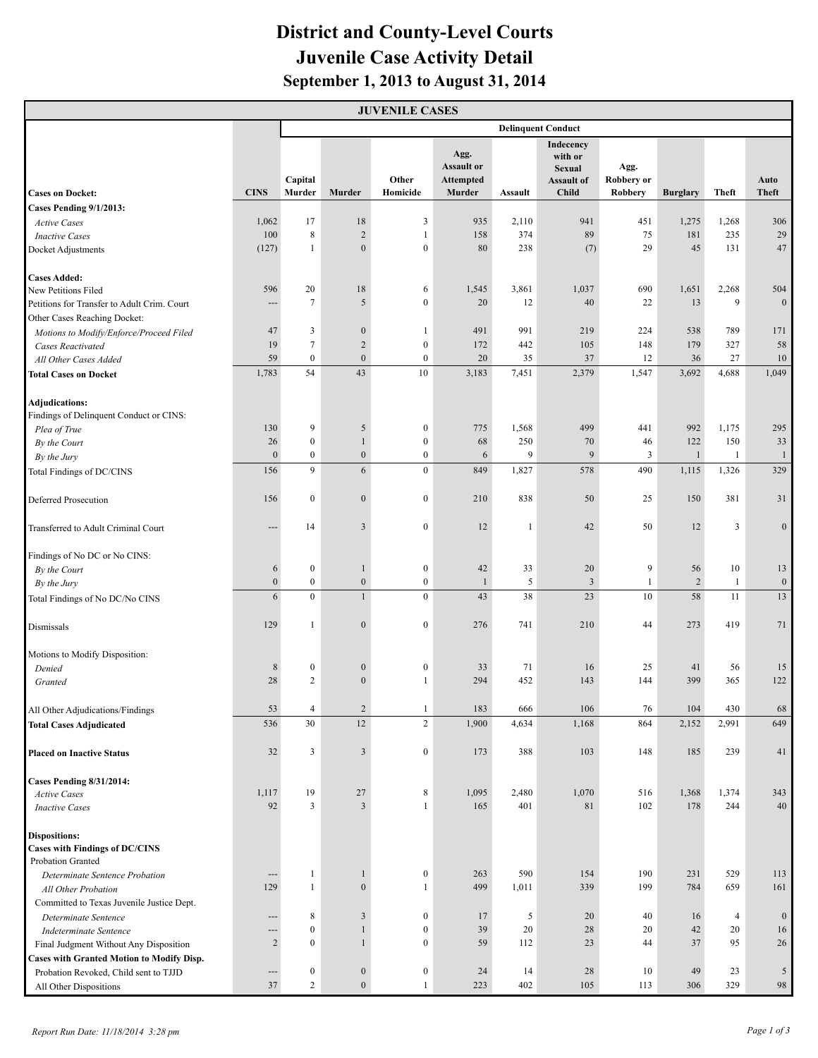# District and County-Level Courts
# Juvenile Case Activity Detail
## September 1, 2013 to August 31, 2014

| JUVENILE CASES | | | | | | | | | | | |
|---|---|---|---|---|---|---|---|---|---|---|---|
| | | Delinquent Conduct | | | | | | | | | |
| **Cases on Docket:** | **CINS** | **Capital Murder** | **Murder** | **Other Homicide** | **Agg. Assault or Attempted Murder** | **Assault** | **Indecency with or Sexual Assault of Child** | **Agg. Robbery or Robbery** | **Burglary** | **Theft** | **Auto Theft** |
| **Cases Pending 9/1/2013:** | | | | | | | | | | | |
| *Active Cases* | 1,062 | 17 | 18 | 3 | 935 | 2,110 | 941 | 451 | 1,275 | 1,268 | 306 |
| *Inactive Cases* | 100 | 8 | 2 | 1 | 158 | 374 | 89 | 75 | 181 | 235 | 29 |
| Docket Adjustments | (127) | 1 | 0 | 0 | 80 | 238 | (7) | 29 | 45 | 131 | 47 |
| **Cases Added:** | | | | | | | | | | | |
| New Petitions Filed | 596 | 20 | 18 | 6 | 1,545 | 3,861 | 1,037 | 690 | 1,651 | 2,268 | 504 |
| Petitions for Transfer to Adult Crim. Court | --- | 7 | 5 | 0 | 20 | 12 | 40 | 22 | 13 | 9 | 0 |
| Other Cases Reaching Docket: | | | | | | | | | | | |
| *Motions to Modify/Enforce/Proceed Filed* | 47 | 3 | 0 | 1 | 491 | 991 | 219 | 224 | 538 | 789 | 171 |
| *Cases Reactivated* | 19 | 7 | 2 | 0 | 172 | 442 | 105 | 148 | 179 | 327 | 58 |
| *All Other Cases Added* | 59 | 0 | 0 | 0 | 20 | 35 | 37 | 12 | 36 | 27 | 10 |
| **Total Cases on Docket** | 1,783 | 54 | 43 | 10 | 3,183 | 7,451 | 2,379 | 1,547 | 3,692 | 4,688 | 1,049 |
| **Adjudications:** | | | | | | | | | | | |
| Findings of Delinquent Conduct or CINS: | | | | | | | | | | | |
| *Plea of True* | 130 | 9 | 5 | 0 | 775 | 1,568 | 499 | 441 | 992 | 1,175 | 295 |
| *By the Court* | 26 | 0 | 1 | 0 | 68 | 250 | 70 | 46 | 122 | 150 | 33 |
| *By the Jury* | 0 | 0 | 0 | 0 | 6 | 9 | 9 | 3 | 1 | 1 | 1 |
| Total Findings of DC/CINS | 156 | 9 | 6 | 0 | 849 | 1,827 | 578 | 490 | 1,115 | 1,326 | 329 |
| Deferred Prosecution | 156 | 0 | 0 | 0 | 210 | 838 | 50 | 25 | 150 | 381 | 31 |
| Transferred to Adult Criminal Court | --- | 14 | 3 | 0 | 12 | 1 | 42 | 50 | 12 | 3 | 0 |
| Findings of No DC or No CINS: | | | | | | | | | | | |
| *By the Court* | 6 | 0 | 1 | 0 | 42 | 33 | 20 | 9 | 56 | 10 | 13 |
| *By the Jury* | 0 | 0 | 0 | 0 | 1 | 5 | 3 | 1 | 2 | 1 | 0 |
| Total Findings of No DC/No CINS | 6 | 0 | 1 | 0 | 43 | 38 | 23 | 10 | 58 | 11 | 13 |
| Dismissals | 129 | 1 | 0 | 0 | 276 | 741 | 210 | 44 | 273 | 419 | 71 |
| Motions to Modify Disposition: | | | | | | | | | | | |
| *Denied* | 8 | 0 | 0 | 0 | 33 | 71 | 16 | 25 | 41 | 56 | 15 |
| *Granted* | 28 | 2 | 0 | 1 | 294 | 452 | 143 | 144 | 399 | 365 | 122 |
| All Other Adjudications/Findings | 53 | 4 | 2 | 1 | 183 | 666 | 106 | 76 | 104 | 430 | 68 |
| **Total Cases Adjudicated** | 536 | 30 | 12 | 2 | 1,900 | 4,634 | 1,168 | 864 | 2,152 | 2,991 | 649 |
| **Placed on Inactive Status** | 32 | 3 | 3 | 0 | 173 | 388 | 103 | 148 | 185 | 239 | 41 |
| **Cases Pending 8/31/2014:** | | | | | | | | | | | |
| *Active Cases* | 1,117 | 19 | 27 | 8 | 1,095 | 2,480 | 1,070 | 516 | 1,368 | 1,374 | 343 |
| *Inactive Cases* | 92 | 3 | 3 | 1 | 165 | 401 | 81 | 102 | 178 | 244 | 40 |
| **Dispositions:** | | | | | | | | | | | |
| **Cases with Findings of DC/CINS** | | | | | | | | | | | |
| Probation Granted | | | | | | | | | | | |
| *Determinate Sentence Probation* | --- | 1 | 1 | 0 | 263 | 590 | 154 | 190 | 231 | 529 | 113 |
| *All Other Probation* | 129 | 1 | 0 | 1 | 499 | 1,011 | 339 | 199 | 784 | 659 | 161 |
| Committed to Texas Juvenile Justice Dept. | | | | | | | | | | | |
| *Determinate Sentence* | --- | 8 | 3 | 0 | 17 | 5 | 20 | 40 | 16 | 4 | 0 |
| *Indeterminate Sentence* | --- | 0 | 1 | 0 | 39 | 20 | 28 | 20 | 42 | 20 | 16 |
| Final Judgment Without Any Disposition | 2 | 0 | 1 | 0 | 59 | 112 | 23 | 44 | 37 | 95 | 26 |
| **Cases with Granted Motion to Modify Disp.** | | | | | | | | | | | |
| Probation Revoked, Child sent to TJJD | --- | 0 | 0 | 0 | 24 | 14 | 28 | 10 | 49 | 23 | 5 |
| All Other Dispositions | 37 | 2 | 0 | 1 | 223 | 402 | 105 | 113 | 306 | 329 | 98 |

Report Run Date: 11/18/2014 3:28 pm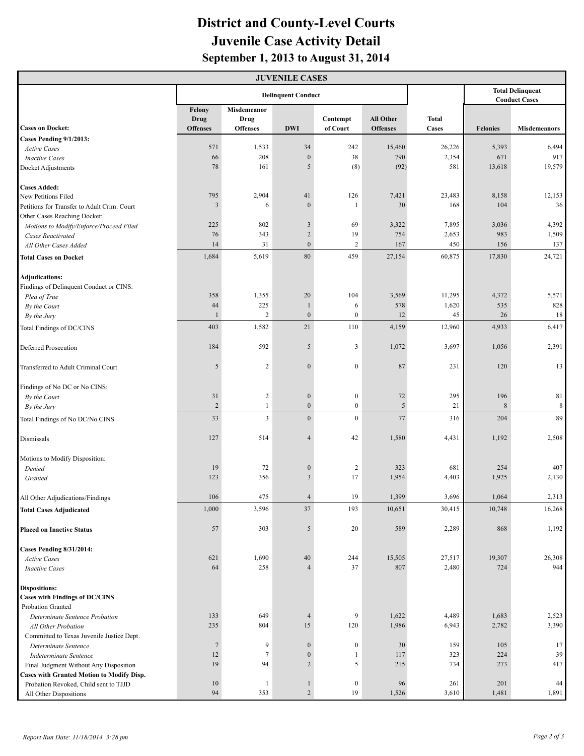# District and County-Level Courts
## Juvenile Case Activity Detail
### September 1, 2013 to August 31, 2014

| JUVENILE CASES | | | | | | | | |
|---|---|---|---|---|---|---|---|---|
| | Delinquent Conduct | | | | | | Total Delinquent Conduct Cases | |
| **Cases on Docket:** | Felony Drug Offenses | Misdemeanor Drug Offenses | DWI | Contempt of Court | All Other Offenses | Total Cases | Felonies | Misdemeanors |
| **Cases Pending 9/1/2013:** | | | | | | | | |
| *Active Cases* | 571 | 1,533 | 34 | 242 | 15,460 | 26,226 | 5,393 | 6,494 |
| *Inactive Cases* | 66 | 208 | 0 | 38 | 790 | 2,354 | 671 | 917 |
| Docket Adjustments | 78 | 161 | 5 | (8) | (92) | 581 | 13,618 | 19,579 |
| **Cases Added:** | | | | | | | | |
| New Petitions Filed | 795 | 2,904 | 41 | 126 | 7,421 | 23,483 | 8,158 | 12,153 |
| Petitions for Transfer to Adult Crim. Court | 3 | 6 | 0 | 1 | 30 | 168 | 104 | 36 |
| Other Cases Reaching Docket: | | | | | | | | |
| *Motions to Modify/Enforce/Proceed Filed* | 225 | 802 | 3 | 69 | 3,322 | 7,895 | 3,036 | 4,392 |
| *Cases Reactivated* | 76 | 343 | 2 | 19 | 754 | 2,653 | 983 | 1,509 |
| *All Other Cases Added* | 14 | 31 | 0 | 2 | 167 | 450 | 156 | 137 |
| **Total Cases on Docket** | 1,684 | 5,619 | 80 | 459 | 27,154 | 60,875 | 17,830 | 24,721 |
| **Adjudications:** | | | | | | | | |
| Findings of Delinquent Conduct or CINS: | | | | | | | | |
| *Plea of True* | 358 | 1,355 | 20 | 104 | 3,569 | 11,295 | 4,372 | 5,571 |
| *By the Court* | 44 | 225 | 1 | 6 | 578 | 1,620 | 535 | 828 |
| *By the Jury* | 1 | 2 | 0 | 0 | 12 | 45 | 26 | 18 |
| Total Findings of DC/CINS | 403 | 1,582 | 21 | 110 | 4,159 | 12,960 | 4,933 | 6,417 |
| Deferred Prosecution | 184 | 592 | 5 | 3 | 1,072 | 3,697 | 1,056 | 2,391 |
| Transferred to Adult Criminal Court | 5 | 2 | 0 | 0 | 87 | 231 | 120 | 13 |
| Findings of No DC or No CINS: | | | | | | | | |
| *By the Court* | 31 | 2 | 0 | 0 | 72 | 295 | 196 | 81 |
| *By the Jury* | 2 | 1 | 0 | 0 | 5 | 21 | 8 | 8 |
| Total Findings of No DC/No CINS | 33 | 3 | 0 | 0 | 77 | 316 | 204 | 89 |
| Dismissals | 127 | 514 | 4 | 42 | 1,580 | 4,431 | 1,192 | 2,508 |
| Motions to Modify Disposition: | | | | | | | | |
| *Denied* | 19 | 72 | 0 | 2 | 323 | 681 | 254 | 407 |
| *Granted* | 123 | 356 | 3 | 17 | 1,954 | 4,403 | 1,925 | 2,130 |
| All Other Adjudications/Findings | 106 | 475 | 4 | 19 | 1,399 | 3,696 | 1,064 | 2,313 |
| **Total Cases Adjudicated** | 1,000 | 3,596 | 37 | 193 | 10,651 | 30,415 | 10,748 | 16,268 |
| **Placed on Inactive Status** | 57 | 303 | 5 | 20 | 589 | 2,289 | 868 | 1,192 |
| **Cases Pending 8/31/2014:** | | | | | | | | |
| *Active Cases* | 621 | 1,690 | 40 | 244 | 15,505 | 27,517 | 19,307 | 26,308 |
| *Inactive Cases* | 64 | 258 | 4 | 37 | 807 | 2,480 | 724 | 944 |
| **Dispositions:** | | | | | | | | |
| **Cases with Findings of DC/CINS** | | | | | | | | |
| Probation Granted | | | | | | | | |
| *Determinate Sentence Probation* | 133 | 649 | 4 | 9 | 1,622 | 4,489 | 1,683 | 2,523 |
| *All Other Probation* | 235 | 804 | 15 | 120 | 1,986 | 6,943 | 2,782 | 3,390 |
| Committed to Texas Juvenile Justice Dept. | | | | | | | | |
| *Determinate Sentence* | 7 | 9 | 0 | 0 | 30 | 159 | 105 | 17 |
| *Indeterminate Sentence* | 12 | 7 | 0 | 1 | 117 | 323 | 224 | 39 |
| Final Judgment Without Any Disposition | 19 | 94 | 2 | 5 | 215 | 734 | 273 | 417 |
| **Cases with Granted Motion to Modify Disp.** | | | | | | | | |
| Probation Revoked, Child sent to TJJD | 10 | 1 | 1 | 0 | 96 | 261 | 201 | 44 |
| All Other Dispositions | 94 | 353 | 2 | 19 | 1,526 | 3,610 | 1,481 | 1,891 |

*Report Run Date: 11/18/2014 3:28 pm*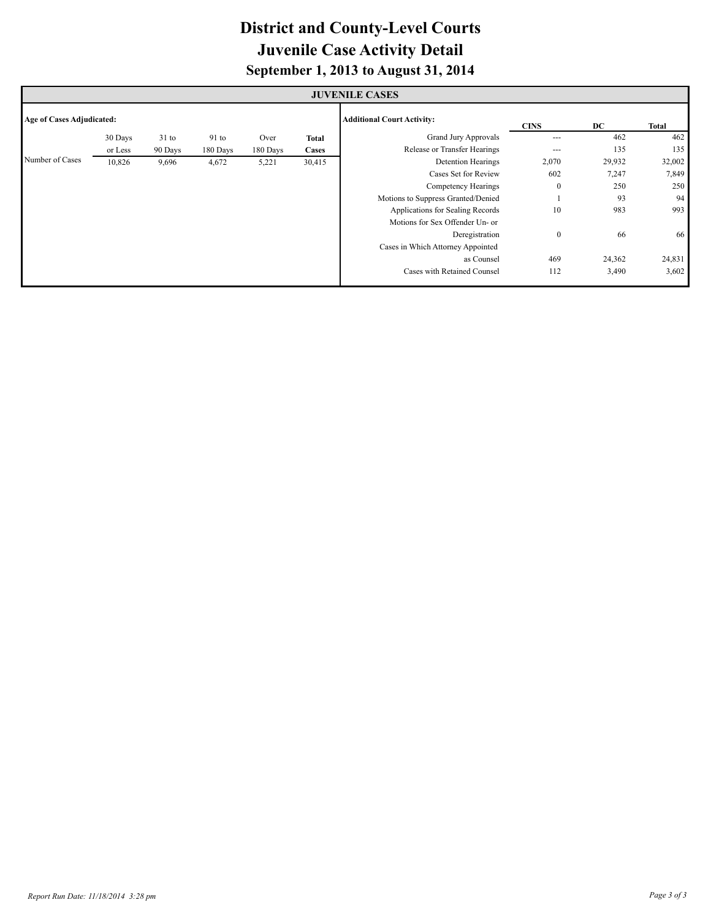# District and County-Level Courts
# Juvenile Case Activity Detail
# September 1, 2013 to August 31, 2014

## JUVENILE CASES

**Age of Cases Adjudicated:**

| | 30 Days or Less | 31 to 90 Days | 91 to 180 Days | Over 180 Days | Total Cases |
|---|---|---|---|---|---|
| Number of Cases | 10,826 | 9,696 | 4,672 | 5,221 | 30,415 |

**Additional Court Activity:**

| | CINS | DC | Total |
|---|---|---|---|
| Grand Jury Approvals | --- | 462 | 462 |
| Release or Transfer Hearings | --- | 135 | 135 |
| Detention Hearings | 2,070 | 29,932 | 32,002 |
| Cases Set for Review | 602 | 7,247 | 7,849 |
| Competency Hearings | 0 | 250 | 250 |
| Motions to Suppress Granted/Denied | 1 | 93 | 94 |
| Applications for Sealing Records | 10 | 983 | 993 |
| Motions for Sex Offender Un- or Deregistration | 0 | 66 | 66 |
| Cases in Which Attorney Appointed as Counsel | 469 | 24,362 | 24,831 |
| Cases with Retained Counsel | 112 | 3,490 | 3,602 |

*Report Run Date: 11/18/2014 3:28 pm*